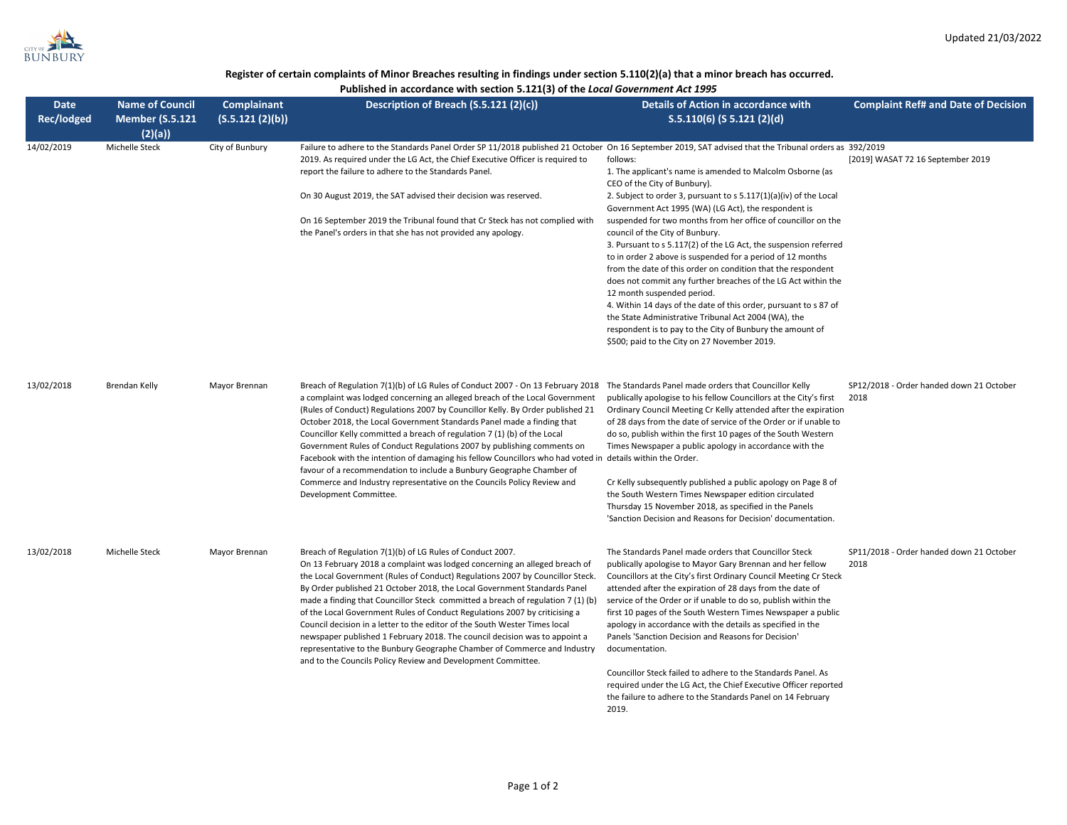Updated 21/03/2022

**Register of certain complaints of Minor Breaches resulting in findings under section 5.110(2)(a) that a minor breach has occurred.**
**Published in accordance with section 5.121(3) of the *Local Government Act 1995***

| Date Rec/lodged | Name of Council Member (S.5.121 (2)(a)) | Complainant (S.5.121 (2)(b)) | Description of Breach (S.5.121 (2)(c)) | Details of Action in accordance with S.5.110(6) (S 5.121 (2)(d) | Complaint Ref# and Date of Decision |
|---|---|---|---|---|---|
| 14/02/2019 | Michelle Steck | City of Bunbury | Failure to adhere to the Standards Panel Order SP 11/2018 published 21 October 2019. As required under the LG Act, the Chief Executive Officer is required to report the failure to adhere to the Standards Panel.<br><br>On 30 August 2019, the SAT advised their decision was reserved.<br><br>On 16 September 2019 the Tribunal found that Cr Steck has not complied with the Panel's orders in that she has not provided any apology. | On 16 September 2019, SAT advised that the Tribunal orders as follows:<br>1. The applicant's name is amended to Malcolm Osborne (as CEO of the City of Bunbury).<br>2. Subject to order 3, pursuant to s 5.117(1)(a)(iv) of the Local Government Act 1995 (WA) (LG Act), the respondent is suspended for two months from her office of councillor on the council of the City of Bunbury.<br>3. Pursuant to s 5.117(2) of the LG Act, the suspension referred to in order 2 above is suspended for a period of 12 months from the date of this order on condition that the respondent does not commit any further breaches of the LG Act within the 12 month suspended period.<br>4. Within 14 days of the date of this order, pursuant to s 87 of the State Administrative Tribunal Act 2004 (WA), the respondent is to pay to the City of Bunbury the amount of $500; paid to the City on 27 November 2019. | 392/2019<br>[2019] WASAT 72 16 September 2019 |
| 13/02/2018 | Brendan Kelly | Mayor Brennan | Breach of Regulation 7(1)(b) of LG Rules of Conduct 2007 - On 13 February 2018 a complaint was lodged concerning an alleged breach of the Local Government (Rules of Conduct) Regulations 2007 by Councillor Kelly. By Order published 21 October 2018, the Local Government Standards Panel made a finding that Councillor Kelly committed a breach of regulation 7 (1) (b) of the Local Government Rules of Conduct Regulations 2007 by publishing comments on Facebook with the intention of damaging his fellow Councillors who had voted in favour of a recommendation to include a Bunbury Geographe Chamber of Commerce and Industry representative on the Councils Policy Review and Development Committee. | The Standards Panel made orders that Councillor Kelly publically apologise to his fellow Councillors at the City's first Ordinary Council Meeting Cr Kelly attended after the expiration of 28 days from the date of service of the Order or if unable to do so, publish within the first 10 pages of the South Western Times Newspaper a public apology in accordance with the details within the Order.<br><br>Cr Kelly subsequently published a public apology on Page 8 of the South Western Times Newspaper edition circulated Thursday 15 November 2018, as specified in the Panels 'Sanction Decision and Reasons for Decision' documentation. | SP12/2018 - Order handed down 21 October 2018 |
| 13/02/2018 | Michelle Steck | Mayor Brennan | Breach of Regulation 7(1)(b) of LG Rules of Conduct 2007.<br>On 13 February 2018 a complaint was lodged concerning an alleged breach of the Local Government (Rules of Conduct) Regulations 2007 by Councillor Steck. By Order published 21 October 2018, the Local Government Standards Panel made a finding that Councillor Steck committed a breach of regulation 7 (1) (b) of the Local Government Rules of Conduct Regulations 2007 by criticising a Council decision in a letter to the editor of the South Wester Times local newspaper published 1 February 2018. The council decision was to appoint a representative to the Bunbury Geographe Chamber of Commerce and Industry and to the Councils Policy Review and Development Committee. | The Standards Panel made orders that Councillor Steck publically apologise to Mayor Gary Brennan and her fellow Councillors at the City's first Ordinary Council Meeting Cr Steck attended after the expiration of 28 days from the date of service of the Order or if unable to do so, publish within the first 10 pages of the South Western Times Newspaper a public apology in accordance with the details as specified in the Panels 'Sanction Decision and Reasons for Decision' documentation.<br><br>Councillor Steck failed to adhere to the Standards Panel. As required under the LG Act, the Chief Executive Officer reported the failure to adhere to the Standards Panel on 14 February 2019. | SP11/2018 - Order handed down 21 October 2018 |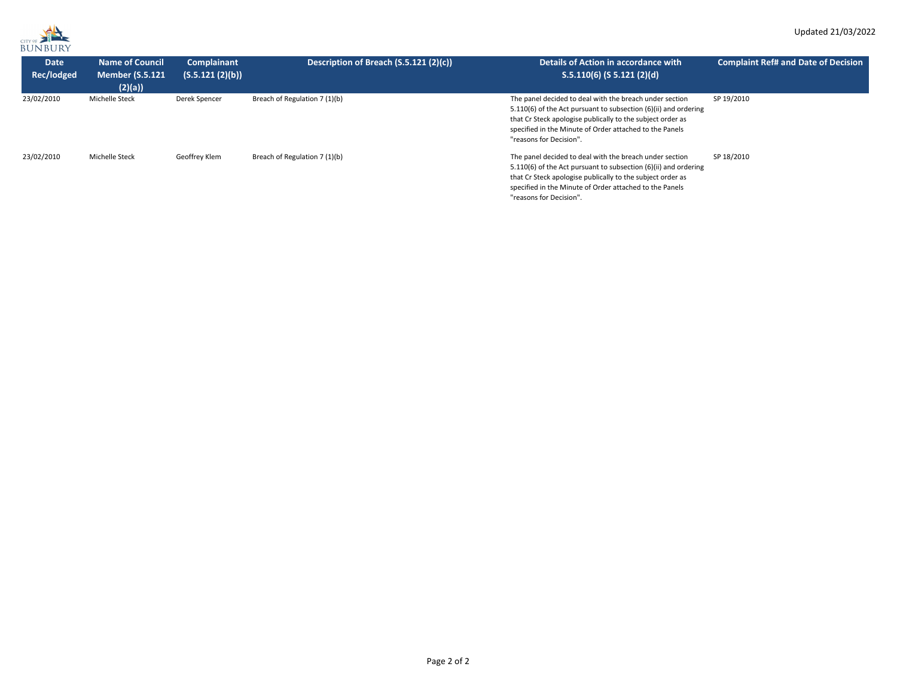Updated 21/03/2022

| Date Rec/lodged | Name of Council Member (S.5.121 (2)(a)) | Complainant (S.5.121 (2)(b)) | Description of Breach (S.5.121 (2)(c)) | Details of Action in accordance with S.5.110(6) (S 5.121 (2)(d) | Complaint Ref# and Date of Decision |
|---|---|---|---|---|---|
| 23/02/2010 | Michelle Steck | Derek Spencer | Breach of Regulation 7 (1)(b) | The panel decided to deal with the breach under section 5.110(6) of the Act pursuant to subsection (6)(ii) and ordering that Cr Steck apologise publically to the subject order as specified in the Minute of Order attached to the Panels "reasons for Decision". | SP 19/2010 |
| 23/02/2010 | Michelle Steck | Geoffrey Klem | Breach of Regulation 7 (1)(b) | The panel decided to deal with the breach under section 5.110(6) of the Act pursuant to subsection (6)(ii) and ordering that Cr Steck apologise publically to the subject order as specified in the Minute of Order attached to the Panels "reasons for Decision". | SP 18/2010 |